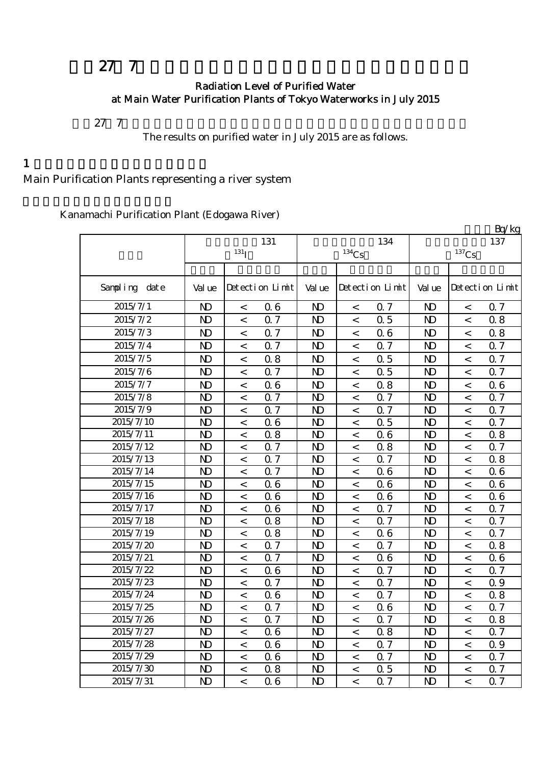# 平成27年7月 東京都水道局主要浄水場の浄水（水道水）の放射能測定結果

## Radiation Level of Purified Water at Main Water Purification Plants of Tokyo Waterworks in July 2015

平成27年7月の主要浄水場の浄水（水道水）の放射能測定結果は以下のとおりです。

The results on purified water in July 2015 are as follows.

## 1 水系を代表する主要浄水場

Main Purification Plants representing a river system

金町浄水場（江戸川水系）

Kanamachi Purification Plant (Edogawa River)

単位：Bq/kg

| 採水日 | 放射性ヨウ素131 ($^{131}I$) | | | 放射性セシウム134 ($^{134}Cs$) | | | 放射性セシウム137 ($^{137}Cs$) | | |
|---|---|---|---|---|---|---|---|---|---|
| | 測定値 | 検出限界値 | | 測定値 | 検出限界値 | | 測定値 | 検出限界値 | |
| Sampling date | Value | Detection Limit | | Value | Detection Limit | | Value | Detection Limit | |
| 2015/7/1 | ND | < | 0.6 | ND | < | 0.7 | ND | < | 0.7 |
| 2015/7/2 | ND | < | 0.7 | ND | < | 0.5 | ND | < | 0.8 |
| 2015/7/3 | ND | < | 0.7 | ND | < | 0.6 | ND | < | 0.8 |
| 2015/7/4 | ND | < | 0.7 | ND | < | 0.7 | ND | < | 0.7 |
| 2015/7/5 | ND | < | 0.8 | ND | < | 0.5 | ND | < | 0.7 |
| 2015/7/6 | ND | < | 0.7 | ND | < | 0.5 | ND | < | 0.7 |
| 2015/7/7 | ND | < | 0.6 | ND | < | 0.8 | ND | < | 0.6 |
| 2015/7/8 | ND | < | 0.7 | ND | < | 0.7 | ND | < | 0.7 |
| 2015/7/9 | ND | < | 0.7 | ND | < | 0.7 | ND | < | 0.7 |
| 2015/7/10 | ND | < | 0.6 | ND | < | 0.5 | ND | < | 0.7 |
| 2015/7/11 | ND | < | 0.8 | ND | < | 0.6 | ND | < | 0.8 |
| 2015/7/12 | ND | < | 0.7 | ND | < | 0.8 | ND | < | 0.7 |
| 2015/7/13 | ND | < | 0.7 | ND | < | 0.7 | ND | < | 0.8 |
| 2015/7/14 | ND | < | 0.7 | ND | < | 0.6 | ND | < | 0.6 |
| 2015/7/15 | ND | < | 0.6 | ND | < | 0.6 | ND | < | 0.6 |
| 2015/7/16 | ND | < | 0.6 | ND | < | 0.6 | ND | < | 0.6 |
| 2015/7/17 | ND | < | 0.6 | ND | < | 0.7 | ND | < | 0.7 |
| 2015/7/18 | ND | < | 0.8 | ND | < | 0.7 | ND | < | 0.7 |
| 2015/7/19 | ND | < | 0.8 | ND | < | 0.6 | ND | < | 0.7 |
| 2015/7/20 | ND | < | 0.7 | ND | < | 0.7 | ND | < | 0.8 |
| 2015/7/21 | ND | < | 0.7 | ND | < | 0.6 | ND | < | 0.6 |
| 2015/7/22 | ND | < | 0.6 | ND | < | 0.7 | ND | < | 0.7 |
| 2015/7/23 | ND | < | 0.7 | ND | < | 0.7 | ND | < | 0.9 |
| 2015/7/24 | ND | < | 0.6 | ND | < | 0.7 | ND | < | 0.8 |
| 2015/7/25 | ND | < | 0.7 | ND | < | 0.6 | ND | < | 0.7 |
| 2015/7/26 | ND | < | 0.7 | ND | < | 0.7 | ND | < | 0.8 |
| 2015/7/27 | ND | < | 0.6 | ND | < | 0.8 | ND | < | 0.7 |
| 2015/7/28 | ND | < | 0.6 | ND | < | 0.7 | ND | < | 0.9 |
| 2015/7/29 | ND | < | 0.6 | ND | < | 0.7 | ND | < | 0.7 |
| 2015/7/30 | ND | < | 0.8 | ND | < | 0.5 | ND | < | 0.7 |
| 2015/7/31 | ND | < | 0.6 | ND | < | 0.7 | ND | < | 0.7 |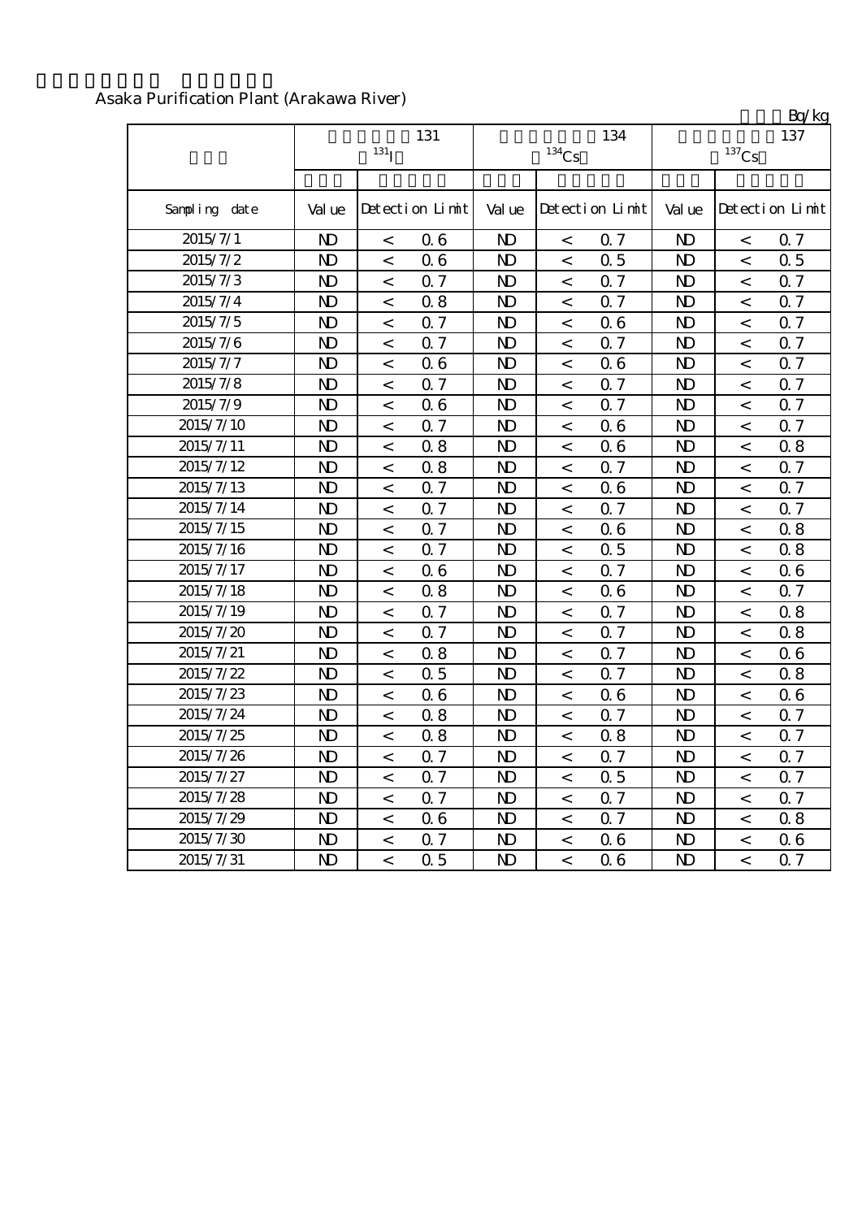Asaka Purification Plant (Arakawa River)

Bq/kg

| | 131 $^{131}I$ | | | 134 $^{134}Cs$ | | | 137 $^{137}Cs$ | | |
|---|---|---|---|---|---|---|---|---|---|
| Sampling date | Value | Detection Limit | | Value | Detection Limit | | Value | Detection Limit | |
| 2015/7/1 | ND | < | 0.6 | ND | < | 0.7 | ND | < | 0.7 |
| 2015/7/2 | ND | < | 0.6 | ND | < | 0.5 | ND | < | 0.5 |
| 2015/7/3 | ND | < | 0.7 | ND | < | 0.7 | ND | < | 0.7 |
| 2015/7/4 | ND | < | 0.8 | ND | < | 0.7 | ND | < | 0.7 |
| 2015/7/5 | ND | < | 0.7 | ND | < | 0.6 | ND | < | 0.7 |
| 2015/7/6 | ND | < | 0.7 | ND | < | 0.7 | ND | < | 0.7 |
| 2015/7/7 | ND | < | 0.6 | ND | < | 0.6 | ND | < | 0.7 |
| 2015/7/8 | ND | < | 0.7 | ND | < | 0.7 | ND | < | 0.7 |
| 2015/7/9 | ND | < | 0.6 | ND | < | 0.7 | ND | < | 0.7 |
| 2015/7/10 | ND | < | 0.7 | ND | < | 0.6 | ND | < | 0.7 |
| 2015/7/11 | ND | < | 0.8 | ND | < | 0.6 | ND | < | 0.8 |
| 2015/7/12 | ND | < | 0.8 | ND | < | 0.7 | ND | < | 0.7 |
| 2015/7/13 | ND | < | 0.7 | ND | < | 0.6 | ND | < | 0.7 |
| 2015/7/14 | ND | < | 0.7 | ND | < | 0.7 | ND | < | 0.7 |
| 2015/7/15 | ND | < | 0.7 | ND | < | 0.6 | ND | < | 0.8 |
| 2015/7/16 | ND | < | 0.7 | ND | < | 0.5 | ND | < | 0.8 |
| 2015/7/17 | ND | < | 0.6 | ND | < | 0.7 | ND | < | 0.6 |
| 2015/7/18 | ND | < | 0.8 | ND | < | 0.6 | ND | < | 0.7 |
| 2015/7/19 | ND | < | 0.7 | ND | < | 0.7 | ND | < | 0.8 |
| 2015/7/20 | ND | < | 0.7 | ND | < | 0.7 | ND | < | 0.8 |
| 2015/7/21 | ND | < | 0.8 | ND | < | 0.7 | ND | < | 0.6 |
| 2015/7/22 | ND | < | 0.5 | ND | < | 0.7 | ND | < | 0.8 |
| 2015/7/23 | ND | < | 0.6 | ND | < | 0.6 | ND | < | 0.6 |
| 2015/7/24 | ND | < | 0.8 | ND | < | 0.7 | ND | < | 0.7 |
| 2015/7/25 | ND | < | 0.8 | ND | < | 0.8 | ND | < | 0.7 |
| 2015/7/26 | ND | < | 0.7 | ND | < | 0.7 | ND | < | 0.7 |
| 2015/7/27 | ND | < | 0.7 | ND | < | 0.5 | ND | < | 0.7 |
| 2015/7/28 | ND | < | 0.7 | ND | < | 0.7 | ND | < | 0.7 |
| 2015/7/29 | ND | < | 0.6 | ND | < | 0.7 | ND | < | 0.8 |
| 2015/7/30 | ND | < | 0.7 | ND | < | 0.6 | ND | < | 0.6 |
| 2015/7/31 | ND | < | 0.5 | ND | < | 0.6 | ND | < | 0.7 |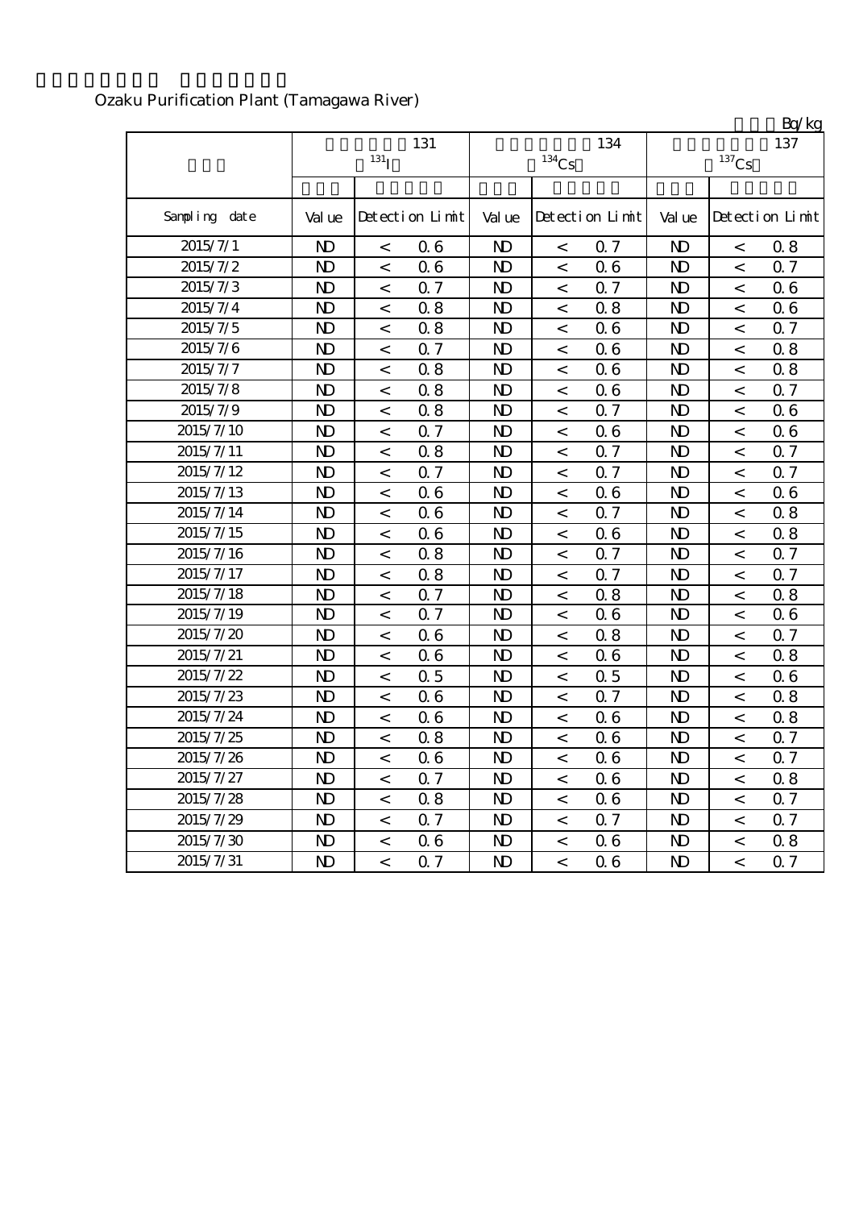Ozaku Purification Plant (Tamagawa River)

Bq/kg

| | 131 $^{131}$I | | | 134 $^{134}$Cs | | | 137 $^{137}$Cs | | |
|---|---|---|---|---|---|---|---|---|---|
| Sampling date | Value | Detection Limit | | Value | Detection Limit | | Value | Detection Limit | |
| 2015/7/1 | ND | < | 0.6 | ND | < | 0.7 | ND | < | 0.8 |
| 2015/7/2 | ND | < | 0.6 | ND | < | 0.6 | ND | < | 0.7 |
| 2015/7/3 | ND | < | 0.7 | ND | < | 0.7 | ND | < | 0.6 |
| 2015/7/4 | ND | < | 0.8 | ND | < | 0.8 | ND | < | 0.6 |
| 2015/7/5 | ND | < | 0.8 | ND | < | 0.6 | ND | < | 0.7 |
| 2015/7/6 | ND | < | 0.7 | ND | < | 0.6 | ND | < | 0.8 |
| 2015/7/7 | ND | < | 0.8 | ND | < | 0.6 | ND | < | 0.8 |
| 2015/7/8 | ND | < | 0.8 | ND | < | 0.6 | ND | < | 0.7 |
| 2015/7/9 | ND | < | 0.8 | ND | < | 0.7 | ND | < | 0.6 |
| 2015/7/10 | ND | < | 0.7 | ND | < | 0.6 | ND | < | 0.6 |
| 2015/7/11 | ND | < | 0.8 | ND | < | 0.7 | ND | < | 0.7 |
| 2015/7/12 | ND | < | 0.7 | ND | < | 0.7 | ND | < | 0.7 |
| 2015/7/13 | ND | < | 0.6 | ND | < | 0.6 | ND | < | 0.6 |
| 2015/7/14 | ND | < | 0.6 | ND | < | 0.7 | ND | < | 0.8 |
| 2015/7/15 | ND | < | 0.6 | ND | < | 0.6 | ND | < | 0.8 |
| 2015/7/16 | ND | < | 0.8 | ND | < | 0.7 | ND | < | 0.7 |
| 2015/7/17 | ND | < | 0.8 | ND | < | 0.7 | ND | < | 0.7 |
| 2015/7/18 | ND | < | 0.7 | ND | < | 0.8 | ND | < | 0.8 |
| 2015/7/19 | ND | < | 0.7 | ND | < | 0.6 | ND | < | 0.6 |
| 2015/7/20 | ND | < | 0.6 | ND | < | 0.8 | ND | < | 0.7 |
| 2015/7/21 | ND | < | 0.6 | ND | < | 0.6 | ND | < | 0.8 |
| 2015/7/22 | ND | < | 0.5 | ND | < | 0.5 | ND | < | 0.6 |
| 2015/7/23 | ND | < | 0.6 | ND | < | 0.7 | ND | < | 0.8 |
| 2015/7/24 | ND | < | 0.6 | ND | < | 0.6 | ND | < | 0.8 |
| 2015/7/25 | ND | < | 0.8 | ND | < | 0.6 | ND | < | 0.7 |
| 2015/7/26 | ND | < | 0.6 | ND | < | 0.6 | ND | < | 0.7 |
| 2015/7/27 | ND | < | 0.7 | ND | < | 0.6 | ND | < | 0.8 |
| 2015/7/28 | ND | < | 0.8 | ND | < | 0.6 | ND | < | 0.7 |
| 2015/7/29 | ND | < | 0.7 | ND | < | 0.7 | ND | < | 0.7 |
| 2015/7/30 | ND | < | 0.6 | ND | < | 0.6 | ND | < | 0.8 |
| 2015/7/31 | ND | < | 0.7 | ND | < | 0.6 | ND | < | 0.7 |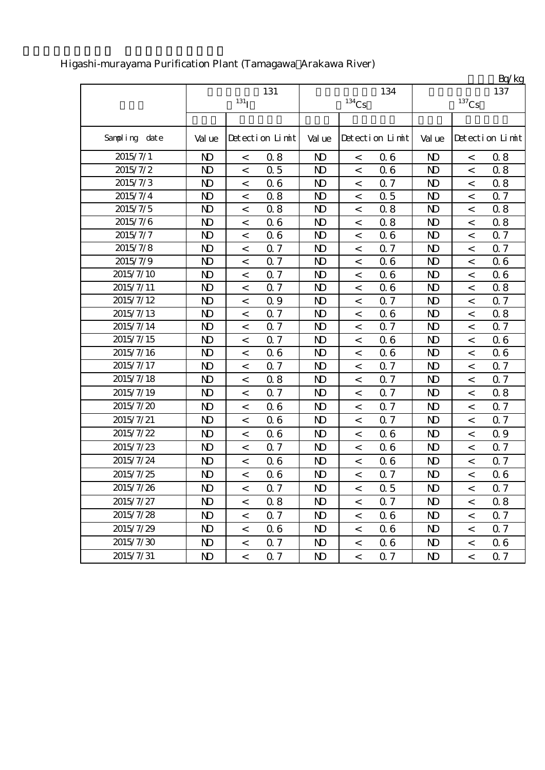Higashi-murayama Purification Plant (Tamagawa Arakawa River)

Bq/kg

| | 131 $^{131}$I | | | 134 $^{134}$Cs | | | 137 $^{137}$Cs | | |
|---|---|---|---|---|---|---|---|---|---|
| Sampling date | Value | Detection Limit | | Value | Detection Limit | | Value | Detection Limit | |
| 2015/7/1 | ND | < | 0.8 | ND | < | 0.6 | ND | < | 0.8 |
| 2015/7/2 | ND | < | 0.5 | ND | < | 0.6 | ND | < | 0.8 |
| 2015/7/3 | ND | < | 0.6 | ND | < | 0.7 | ND | < | 0.8 |
| 2015/7/4 | ND | < | 0.8 | ND | < | 0.5 | ND | < | 0.7 |
| 2015/7/5 | ND | < | 0.8 | ND | < | 0.8 | ND | < | 0.8 |
| 2015/7/6 | ND | < | 0.6 | ND | < | 0.8 | ND | < | 0.8 |
| 2015/7/7 | ND | < | 0.6 | ND | < | 0.6 | ND | < | 0.7 |
| 2015/7/8 | ND | < | 0.7 | ND | < | 0.7 | ND | < | 0.7 |
| 2015/7/9 | ND | < | 0.7 | ND | < | 0.6 | ND | < | 0.6 |
| 2015/7/10 | ND | < | 0.7 | ND | < | 0.6 | ND | < | 0.6 |
| 2015/7/11 | ND | < | 0.7 | ND | < | 0.6 | ND | < | 0.8 |
| 2015/7/12 | ND | < | 0.9 | ND | < | 0.7 | ND | < | 0.7 |
| 2015/7/13 | ND | < | 0.7 | ND | < | 0.6 | ND | < | 0.8 |
| 2015/7/14 | ND | < | 0.7 | ND | < | 0.7 | ND | < | 0.7 |
| 2015/7/15 | ND | < | 0.7 | ND | < | 0.6 | ND | < | 0.6 |
| 2015/7/16 | ND | < | 0.6 | ND | < | 0.6 | ND | < | 0.6 |
| 2015/7/17 | ND | < | 0.7 | ND | < | 0.7 | ND | < | 0.7 |
| 2015/7/18 | ND | < | 0.8 | ND | < | 0.7 | ND | < | 0.7 |
| 2015/7/19 | ND | < | 0.7 | ND | < | 0.7 | ND | < | 0.8 |
| 2015/7/20 | ND | < | 0.6 | ND | < | 0.7 | ND | < | 0.7 |
| 2015/7/21 | ND | < | 0.6 | ND | < | 0.7 | ND | < | 0.7 |
| 2015/7/22 | ND | < | 0.6 | ND | < | 0.6 | ND | < | 0.9 |
| 2015/7/23 | ND | < | 0.7 | ND | < | 0.6 | ND | < | 0.7 |
| 2015/7/24 | ND | < | 0.6 | ND | < | 0.6 | ND | < | 0.7 |
| 2015/7/25 | ND | < | 0.6 | ND | < | 0.7 | ND | < | 0.6 |
| 2015/7/26 | ND | < | 0.7 | ND | < | 0.5 | ND | < | 0.7 |
| 2015/7/27 | ND | < | 0.8 | ND | < | 0.7 | ND | < | 0.8 |
| 2015/7/28 | ND | < | 0.7 | ND | < | 0.6 | ND | < | 0.7 |
| 2015/7/29 | ND | < | 0.6 | ND | < | 0.6 | ND | < | 0.7 |
| 2015/7/30 | ND | < | 0.7 | ND | < | 0.6 | ND | < | 0.6 |
| 2015/7/31 | ND | < | 0.7 | ND | < | 0.7 | ND | < | 0.7 |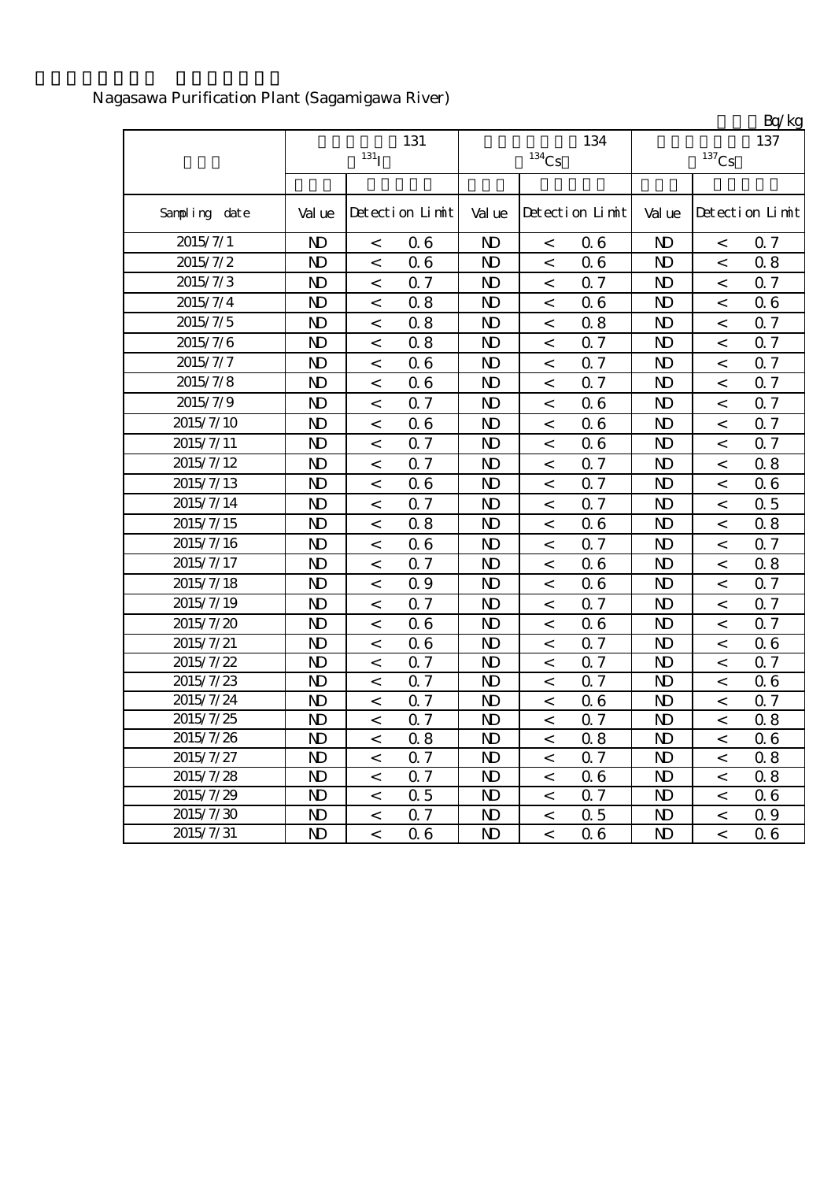Nagasawa Purification Plant (Sagamigawa River)

Bq/kg

| | 131 $^{131}$I | | | 134 $^{134}$Cs | | | 137 $^{137}$Cs | | |
|---|---|---|---|---|---|---|---|---|---|
| Sampling date | Value | Detection Limit | | Value | Detection Limit | | Value | Detection Limit | |
| 2015/7/1 | ND | < | 0.6 | ND | < | 0.6 | ND | < | 0.7 |
| 2015/7/2 | ND | < | 0.6 | ND | < | 0.6 | ND | < | 0.8 |
| 2015/7/3 | ND | < | 0.7 | ND | < | 0.7 | ND | < | 0.7 |
| 2015/7/4 | ND | < | 0.8 | ND | < | 0.6 | ND | < | 0.6 |
| 2015/7/5 | ND | < | 0.8 | ND | < | 0.8 | ND | < | 0.7 |
| 2015/7/6 | ND | < | 0.8 | ND | < | 0.7 | ND | < | 0.7 |
| 2015/7/7 | ND | < | 0.6 | ND | < | 0.7 | ND | < | 0.7 |
| 2015/7/8 | ND | < | 0.6 | ND | < | 0.7 | ND | < | 0.7 |
| 2015/7/9 | ND | < | 0.7 | ND | < | 0.6 | ND | < | 0.7 |
| 2015/7/10 | ND | < | 0.6 | ND | < | 0.6 | ND | < | 0.7 |
| 2015/7/11 | ND | < | 0.7 | ND | < | 0.6 | ND | < | 0.7 |
| 2015/7/12 | ND | < | 0.7 | ND | < | 0.7 | ND | < | 0.8 |
| 2015/7/13 | ND | < | 0.6 | ND | < | 0.7 | ND | < | 0.6 |
| 2015/7/14 | ND | < | 0.7 | ND | < | 0.7 | ND | < | 0.5 |
| 2015/7/15 | ND | < | 0.8 | ND | < | 0.6 | ND | < | 0.8 |
| 2015/7/16 | ND | < | 0.6 | ND | < | 0.7 | ND | < | 0.7 |
| 2015/7/17 | ND | < | 0.7 | ND | < | 0.6 | ND | < | 0.8 |
| 2015/7/18 | ND | < | 0.9 | ND | < | 0.6 | ND | < | 0.7 |
| 2015/7/19 | ND | < | 0.7 | ND | < | 0.7 | ND | < | 0.7 |
| 2015/7/20 | ND | < | 0.6 | ND | < | 0.6 | ND | < | 0.7 |
| 2015/7/21 | ND | < | 0.6 | ND | < | 0.7 | ND | < | 0.6 |
| 2015/7/22 | ND | < | 0.7 | ND | < | 0.7 | ND | < | 0.7 |
| 2015/7/23 | ND | < | 0.7 | ND | < | 0.7 | ND | < | 0.6 |
| 2015/7/24 | ND | < | 0.7 | ND | < | 0.6 | ND | < | 0.7 |
| 2015/7/25 | ND | < | 0.7 | ND | < | 0.7 | ND | < | 0.8 |
| 2015/7/26 | ND | < | 0.8 | ND | < | 0.8 | ND | < | 0.6 |
| 2015/7/27 | ND | < | 0.7 | ND | < | 0.7 | ND | < | 0.8 |
| 2015/7/28 | ND | < | 0.7 | ND | < | 0.6 | ND | < | 0.8 |
| 2015/7/29 | ND | < | 0.5 | ND | < | 0.7 | ND | < | 0.6 |
| 2015/7/30 | ND | < | 0.7 | ND | < | 0.5 | ND | < | 0.9 |
| 2015/7/31 | ND | < | 0.6 | ND | < | 0.6 | ND | < | 0.6 |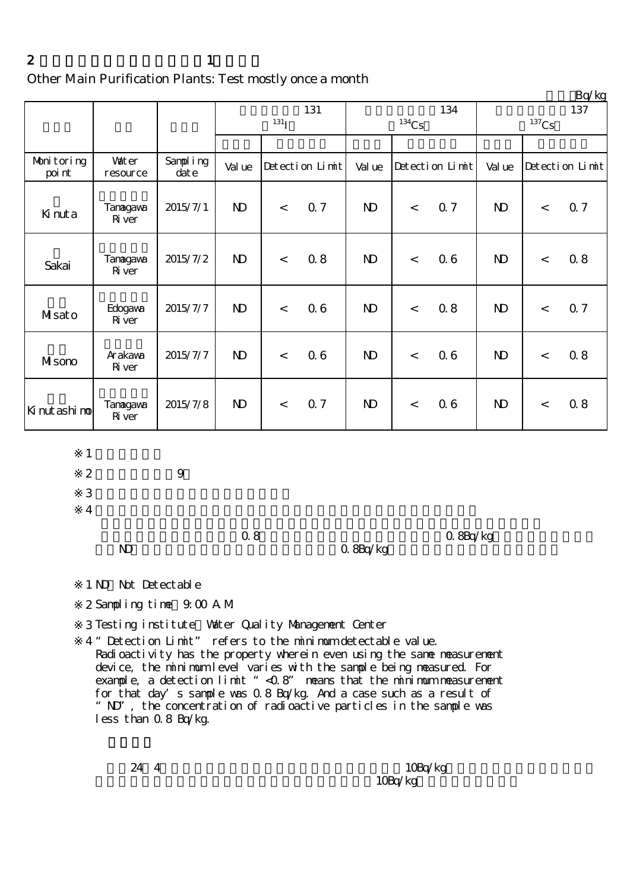2 1

Other Main Purification Plants: Test mostly once a month

Bq/kg

| | | | 131 $^{131}$I | | 134 $^{134}$Cs | | 137 $^{137}$Cs | |
|---|---|---|---|---|---|---|---|---|
| Monitoring point | Water resource | Sampling date | Value | Detection Limit | Value | Detection Limit | Value | Detection Limit |
| Kinuta | Tamagawa River | 2015/7/1 | ND | < 0.7 | ND | < 0.7 | ND | < 0.7 |
| Sakai | Tamagawa River | 2015/7/2 | ND | < 0.8 | ND | < 0.6 | ND | < 0.8 |
| Misato | Edogawa River | 2015/7/7 | ND | < 0.6 | ND | < 0.8 | ND | < 0.7 |
| Misono | Arakawa River | 2015/7/7 | ND | < 0.6 | ND | < 0.6 | ND | < 0.8 |
| Kinutashimo | Tamagawa River | 2015/7/8 | ND | < 0.7 | ND | < 0.6 | ND | < 0.8 |

※1

※2 9

※3

※4

0.8 0.8Bq/kg

ND 0.8Bq/kg

※1 ND：Not Detectable

※2 Sampling time：9:00 A.M.

※3 Testing institute：Water Quality Management Center

※4 "Detection Limit" refers to the minimum detectable value. Radioactivity has the property wherein even using the same measurement device, the minimum level varies with the sample being measured. For example, a detection limit "<0.8" means that the minimum measurement for that day's sample was 0.8 Bq/kg. And a case such as a result of "ND", the concentration of radioactive particles in the sample was less than 0.8 Bq/kg.

24 4 10Bq/kg

10Bq/kg